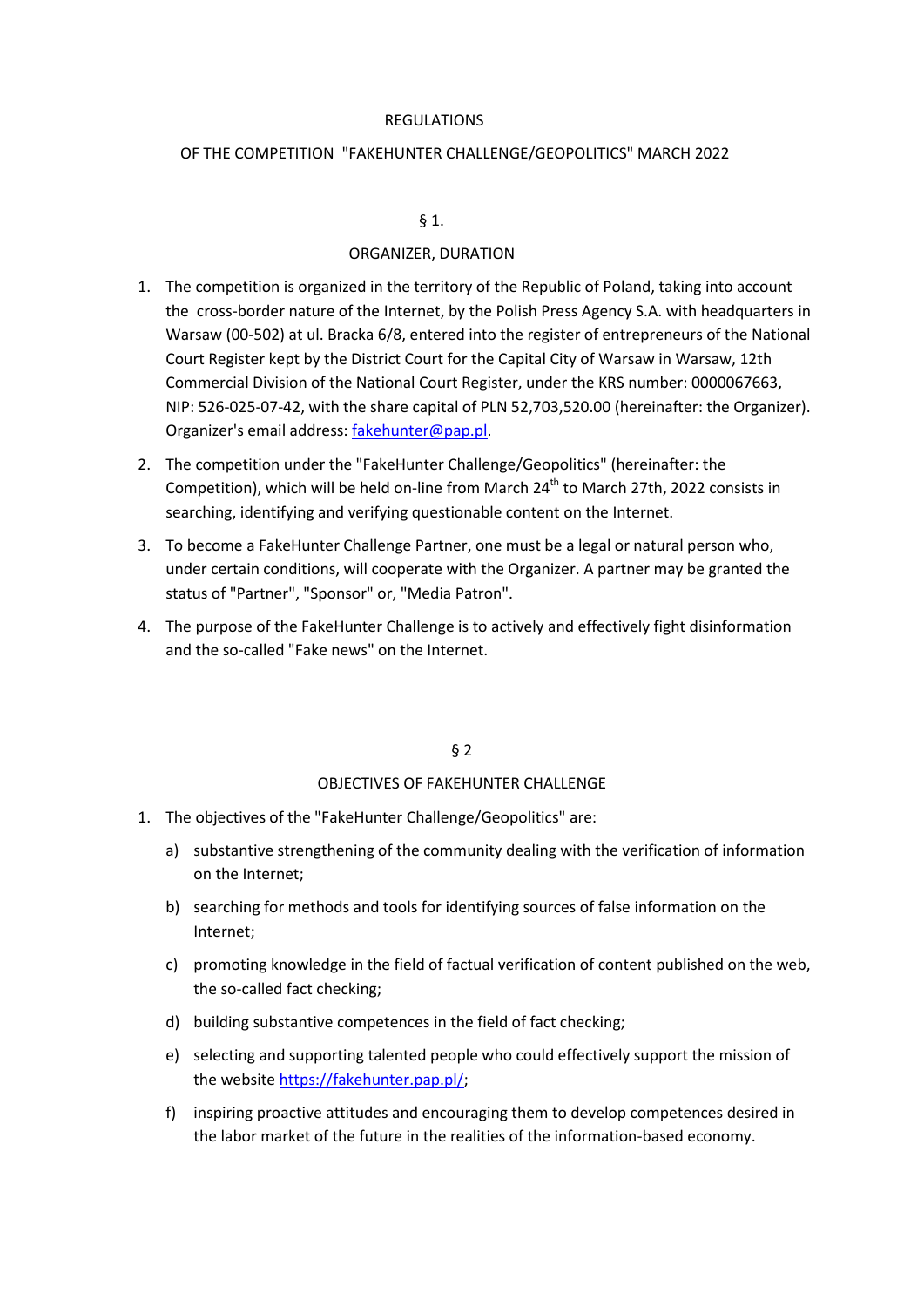# REGULATIONS

## OF THE COMPETITION "FAKEHUNTER CHALLENGE/GEOPOLITICS" MARCH 2022

### § 1.

### ORGANIZER, DURATION

1. The competition is organized in the territory of the Republic of Poland, taking into account the cross-border nature of the Internet, by the Polish Press Agency S.A. with headquarters in Warsaw (00-502) at ul. Bracka 6/8, entered into the register of entrepreneurs of the National Court Register kept by the District Court for the Capital City of Warsaw in Warsaw, 12th Commercial Division of the National Court Register, under the KRS number: 0000067663, NIP: 526-025-07-42, with the share capital of PLN 52,703,520.00 (hereinafter: the Organizer). Organizer's email address: fakehunter@pap.pl.
2. The competition under the "FakeHunter Challenge/Geopolitics" (hereinafter: the Competition), which will be held on-line from March 24th to March 27th, 2022 consists in searching, identifying and verifying questionable content on the Internet.
3. To become a FakeHunter Challenge Partner, one must be a legal or natural person who, under certain conditions, will cooperate with the Organizer. A partner may be granted the status of "Partner", "Sponsor" or, "Media Patron".
4. The purpose of the FakeHunter Challenge is to actively and effectively fight disinformation and the so-called "Fake news" on the Internet.

### § 2

### OBJECTIVES OF FAKEHUNTER CHALLENGE

1. The objectives of the "FakeHunter Challenge/Geopolitics" are:
   a) substantive strengthening of the community dealing with the verification of information on the Internet;
   b) searching for methods and tools for identifying sources of false information on the Internet;
   c) promoting knowledge in the field of factual verification of content published on the web, the so-called fact checking;
   d) building substantive competences in the field of fact checking;
   e) selecting and supporting talented people who could effectively support the mission of the website https://fakehunter.pap.pl/;
   f) inspiring proactive attitudes and encouraging them to develop competences desired in the labor market of the future in the realities of the information-based economy.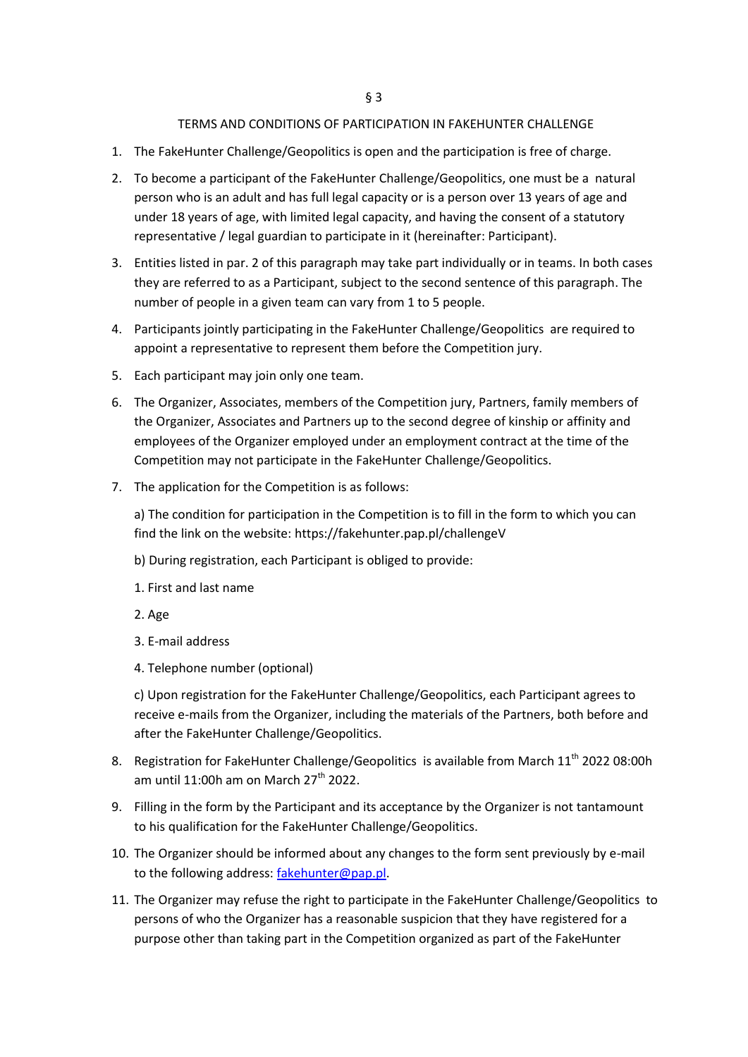§ 3

TERMS AND CONDITIONS OF PARTICIPATION IN FAKEHUNTER CHALLENGE

1. The FakeHunter Challenge/Geopolitics is open and the participation is free of charge.
2. To become a participant of the FakeHunter Challenge/Geopolitics, one must be a natural person who is an adult and has full legal capacity or is a person over 13 years of age and under 18 years of age, with limited legal capacity, and having the consent of a statutory representative / legal guardian to participate in it (hereinafter: Participant).
3. Entities listed in par. 2 of this paragraph may take part individually or in teams. In both cases they are referred to as a Participant, subject to the second sentence of this paragraph. The number of people in a given team can vary from 1 to 5 people.
4. Participants jointly participating in the FakeHunter Challenge/Geopolitics are required to appoint a representative to represent them before the Competition jury.
5. Each participant may join only one team.
6. The Organizer, Associates, members of the Competition jury, Partners, family members of the Organizer, Associates and Partners up to the second degree of kinship or affinity and employees of the Organizer employed under an employment contract at the time of the Competition may not participate in the FakeHunter Challenge/Geopolitics.
7. The application for the Competition is as follows:

   a) The condition for participation in the Competition is to fill in the form to which you can find the link on the website: https://fakehunter.pap.pl/challengeV

   b) During registration, each Participant is obliged to provide:

   1. First and last name
   2. Age
   3. E-mail address
   4. Telephone number (optional)

   c) Upon registration for the FakeHunter Challenge/Geopolitics, each Participant agrees to receive e-mails from the Organizer, including the materials of the Partners, both before and after the FakeHunter Challenge/Geopolitics.

8. Registration for FakeHunter Challenge/Geopolitics is available from March 11th 2022 08:00h am until 11:00h am on March 27th 2022.
9. Filling in the form by the Participant and its acceptance by the Organizer is not tantamount to his qualification for the FakeHunter Challenge/Geopolitics.
10. The Organizer should be informed about any changes to the form sent previously by e-mail to the following address: fakehunter@pap.pl.
11. The Organizer may refuse the right to participate in the FakeHunter Challenge/Geopolitics to persons of who the Organizer has a reasonable suspicion that they have registered for a purpose other than taking part in the Competition organized as part of the FakeHunter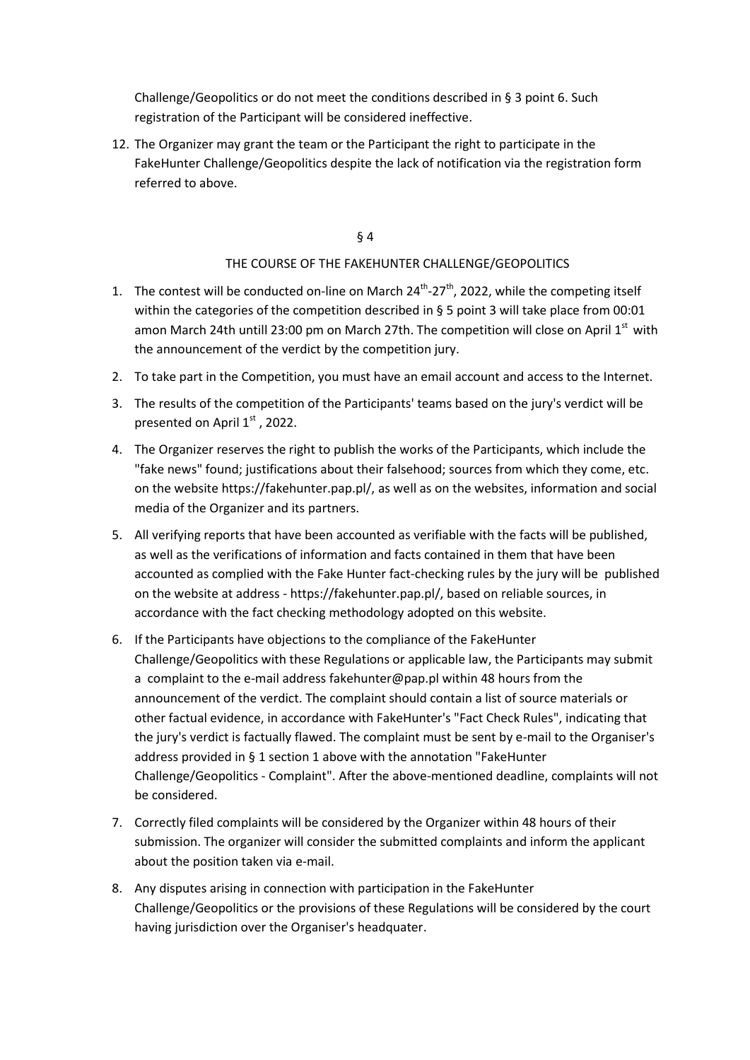Challenge/Geopolitics or do not meet the conditions described in § 3 point 6. Such registration of the Participant will be considered ineffective.

12. The Organizer may grant the team or the Participant the right to participate in the FakeHunter Challenge/Geopolitics despite the lack of notification via the registration form referred to above.

§ 4

THE COURSE OF THE FAKEHUNTER CHALLENGE/GEOPOLITICS

1. The contest will be conducted on-line on March 24th-27th, 2022, while the competing itself within the categories of the competition described in § 5 point 3 will take place from 00:01 amon March 24th untill 23:00 pm on March 27th. The competition will close on April 1st with the announcement of the verdict by the competition jury.
2. To take part in the Competition, you must have an email account and access to the Internet.
3. The results of the competition of the Participants' teams based on the jury's verdict will be presented on April 1st , 2022.
4. The Organizer reserves the right to publish the works of the Participants, which include the "fake news" found; justifications about their falsehood; sources from which they come, etc. on the website https://fakehunter.pap.pl/, as well as on the websites, information and social media of the Organizer and its partners.
5. All verifying reports that have been accounted as verifiable with the facts will be published, as well as the verifications of information and facts contained in them that have been accounted as complied with the Fake Hunter fact-checking rules by the jury will be published on the website at address - https://fakehunter.pap.pl/, based on reliable sources, in accordance with the fact checking methodology adopted on this website.
6. If the Participants have objections to the compliance of the FakeHunter Challenge/Geopolitics with these Regulations or applicable law, the Participants may submit a complaint to the e-mail address fakehunter@pap.pl within 48 hours from the announcement of the verdict. The complaint should contain a list of source materials or other factual evidence, in accordance with FakeHunter's "Fact Check Rules", indicating that the jury's verdict is factually flawed. The complaint must be sent by e-mail to the Organiser's address provided in § 1 section 1 above with the annotation "FakeHunter Challenge/Geopolitics - Complaint". After the above-mentioned deadline, complaints will not be considered.
7. Correctly filed complaints will be considered by the Organizer within 48 hours of their submission. The organizer will consider the submitted complaints and inform the applicant about the position taken via e-mail.
8. Any disputes arising in connection with participation in the FakeHunter Challenge/Geopolitics or the provisions of these Regulations will be considered by the court having jurisdiction over the Organiser's headquater.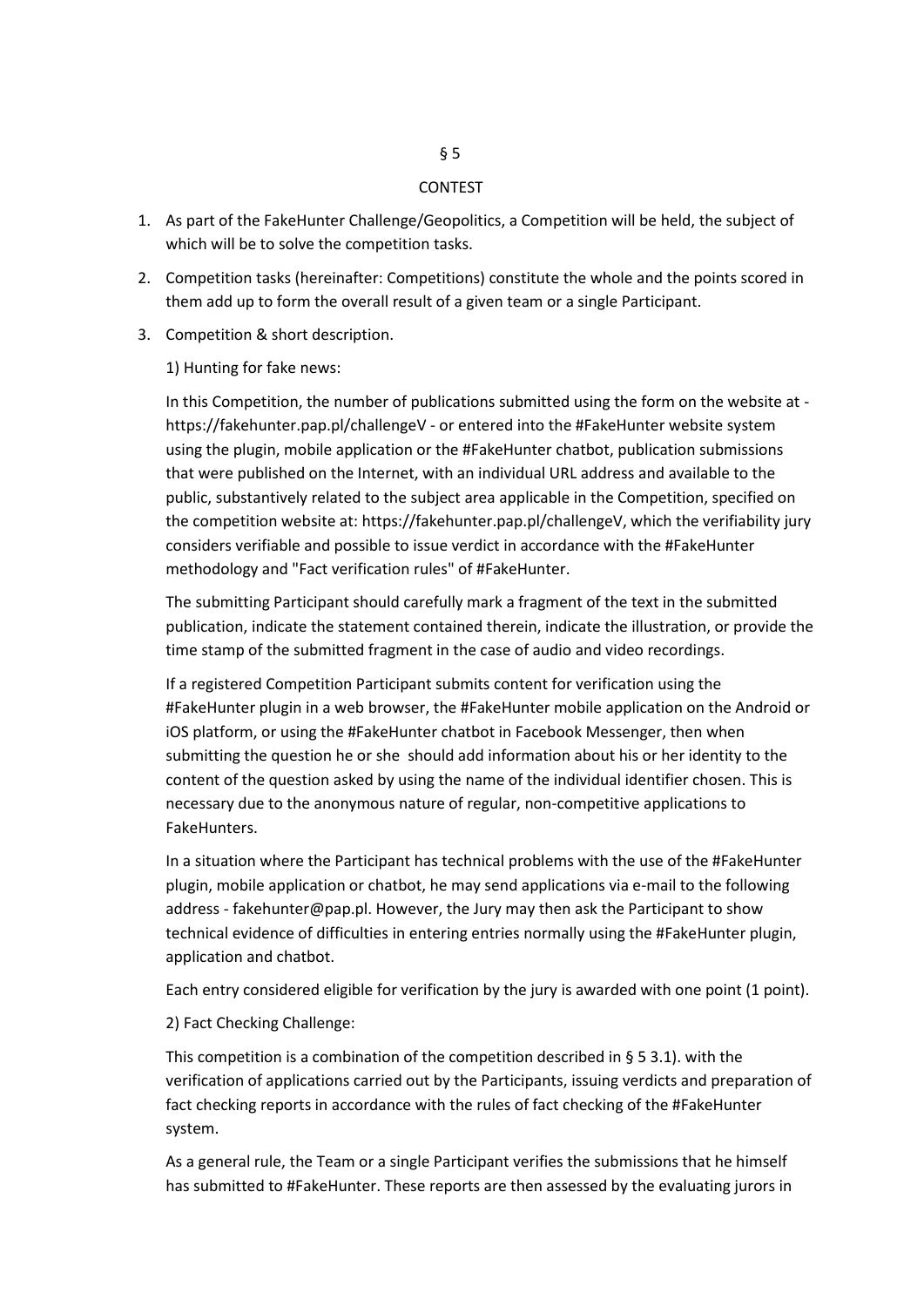§ 5

CONTEST

1. As part of the FakeHunter Challenge/Geopolitics, a Competition will be held, the subject of which will be to solve the competition tasks.
2. Competition tasks (hereinafter: Competitions) constitute the whole and the points scored in them add up to form the overall result of a given team or a single Participant.
3. Competition & short description.

   1) Hunting for fake news:

   In this Competition, the number of publications submitted using the form on the website at - https://fakehunter.pap.pl/challengeV - or entered into the #FakeHunter website system using the plugin, mobile application or the #FakeHunter chatbot, publication submissions that were published on the Internet, with an individual URL address and available to the public, substantively related to the subject area applicable in the Competition, specified on the competition website at: https://fakehunter.pap.pl/challengeV, which the verifiability jury considers verifiable and possible to issue verdict in accordance with the #FakeHunter methodology and "Fact verification rules" of #FakeHunter.

   The submitting Participant should carefully mark a fragment of the text in the submitted publication, indicate the statement contained therein, indicate the illustration, or provide the time stamp of the submitted fragment in the case of audio and video recordings.

   If a registered Competition Participant submits content for verification using the #FakeHunter plugin in a web browser, the #FakeHunter mobile application on the Android or iOS platform, or using the #FakeHunter chatbot in Facebook Messenger, then when submitting the question he or she should add information about his or her identity to the content of the question asked by using the name of the individual identifier chosen. This is necessary due to the anonymous nature of regular, non-competitive applications to FakeHunters.

   In a situation where the Participant has technical problems with the use of the #FakeHunter plugin, mobile application or chatbot, he may send applications via e-mail to the following address - fakehunter@pap.pl. However, the Jury may then ask the Participant to show technical evidence of difficulties in entering entries normally using the #FakeHunter plugin, application and chatbot.

   Each entry considered eligible for verification by the jury is awarded with one point (1 point).

   2) Fact Checking Challenge:

   This competition is a combination of the competition described in § 5 3.1). with the verification of applications carried out by the Participants, issuing verdicts and preparation of fact checking reports in accordance with the rules of fact checking of the #FakeHunter system.

   As a general rule, the Team or a single Participant verifies the submissions that he himself has submitted to #FakeHunter. These reports are then assessed by the evaluating jurors in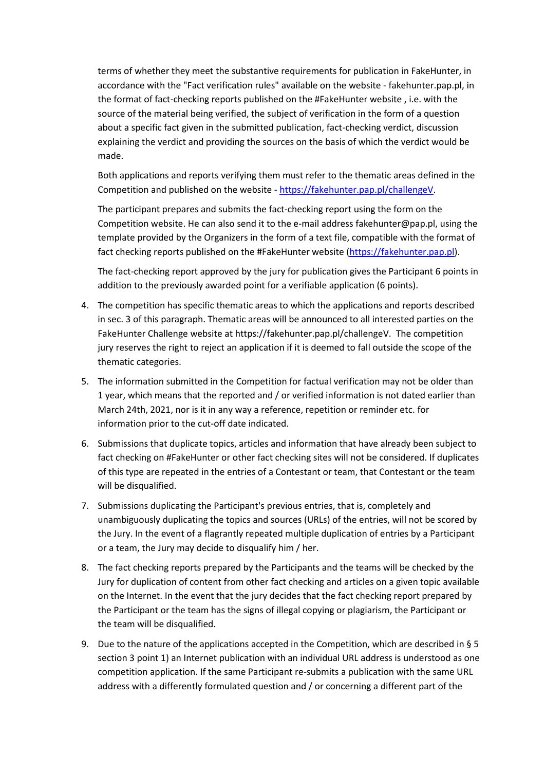terms of whether they meet the substantive requirements for publication in FakeHunter, in accordance with the "Fact verification rules" available on the website - fakehunter.pap.pl, in the format of fact-checking reports published on the #FakeHunter website , i.e. with the source of the material being verified, the subject of verification in the form of a question about a specific fact given in the submitted publication, fact-checking verdict, discussion explaining the verdict and providing the sources on the basis of which the verdict would be made.

Both applications and reports verifying them must refer to the thematic areas defined in the Competition and published on the website - [https://fakehunter.pap.pl/challengeV](https://fakehunter.pap.pl/challengeV).

The participant prepares and submits the fact-checking report using the form on the Competition website. He can also send it to the e-mail address fakehunter@pap.pl, using the template provided by the Organizers in the form of a text file, compatible with the format of fact checking reports published on the #FakeHunter website ([https://fakehunter.pap.pl](https://fakehunter.pap.pl)).

The fact-checking report approved by the jury for publication gives the Participant 6 points in addition to the previously awarded point for a verifiable application (6 points).

4. The competition has specific thematic areas to which the applications and reports described in sec. 3 of this paragraph. Thematic areas will be announced to all interested parties on the FakeHunter Challenge website at https://fakehunter.pap.pl/challengeV. The competition jury reserves the right to reject an application if it is deemed to fall outside the scope of the thematic categories.
5. The information submitted in the Competition for factual verification may not be older than 1 year, which means that the reported and / or verified information is not dated earlier than March 24th, 2021, nor is it in any way a reference, repetition or reminder etc. for information prior to the cut-off date indicated.
6. Submissions that duplicate topics, articles and information that have already been subject to fact checking on #FakeHunter or other fact checking sites will not be considered. If duplicates of this type are repeated in the entries of a Contestant or team, that Contestant or the team will be disqualified.
7. Submissions duplicating the Participant's previous entries, that is, completely and unambiguously duplicating the topics and sources (URLs) of the entries, will not be scored by the Jury. In the event of a flagrantly repeated multiple duplication of entries by a Participant or a team, the Jury may decide to disqualify him / her.
8. The fact checking reports prepared by the Participants and the teams will be checked by the Jury for duplication of content from other fact checking and articles on a given topic available on the Internet. In the event that the jury decides that the fact checking report prepared by the Participant or the team has the signs of illegal copying or plagiarism, the Participant or the team will be disqualified.
9. Due to the nature of the applications accepted in the Competition, which are described in § 5 section 3 point 1) an Internet publication with an individual URL address is understood as one competition application. If the same Participant re-submits a publication with the same URL address with a differently formulated question and / or concerning a different part of the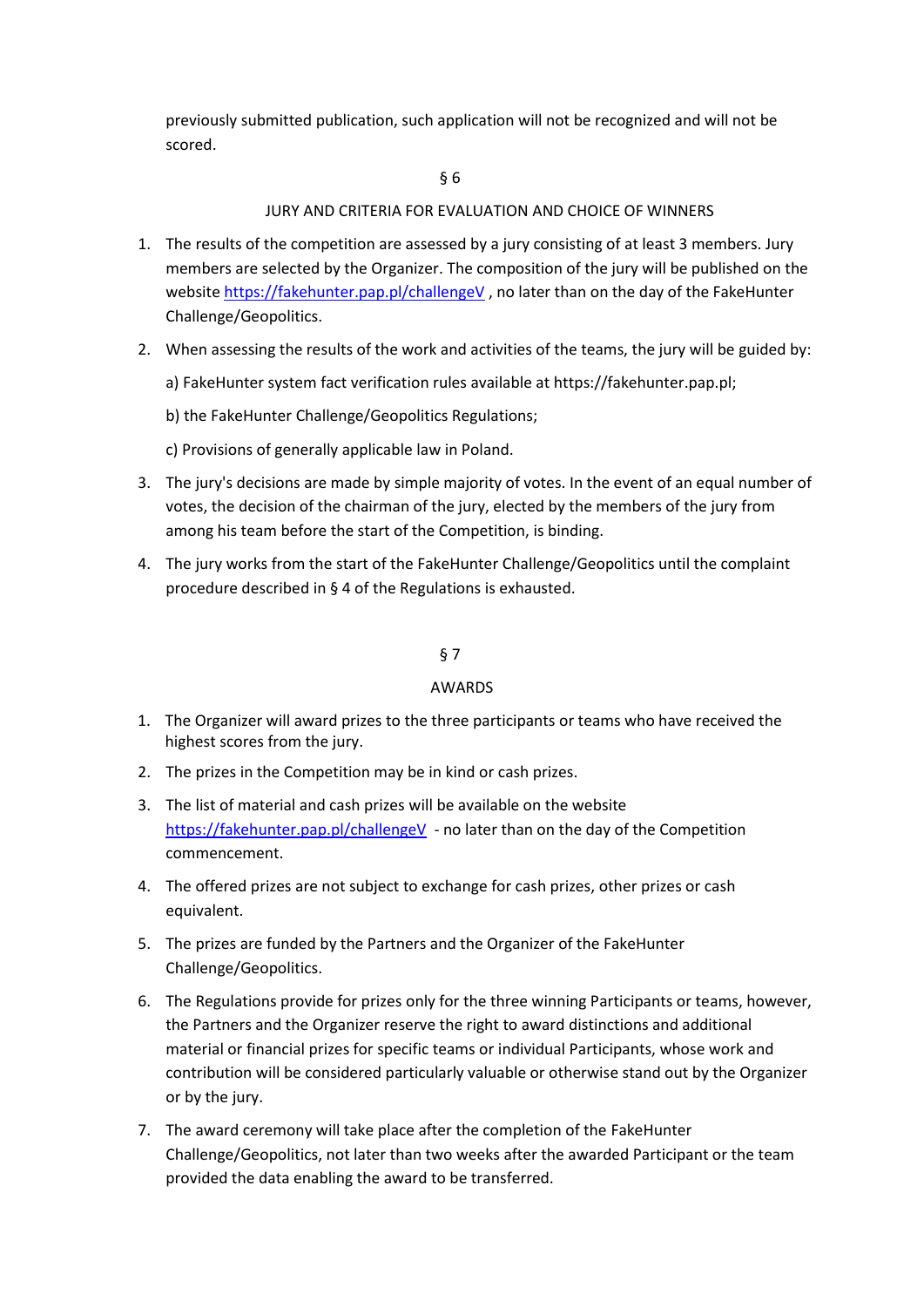previously submitted publication, such application will not be recognized and will not be scored.

## § 6

## JURY AND CRITERIA FOR EVALUATION AND CHOICE OF WINNERS

1. The results of the competition are assessed by a jury consisting of at least 3 members. Jury members are selected by the Organizer. The composition of the jury will be published on the website https://fakehunter.pap.pl/challengeV , no later than on the day of the FakeHunter Challenge/Geopolitics.
2. When assessing the results of the work and activities of the teams, the jury will be guided by:

   a) FakeHunter system fact verification rules available at https://fakehunter.pap.pl;

   b) the FakeHunter Challenge/Geopolitics Regulations;

   c) Provisions of generally applicable law in Poland.
3. The jury's decisions are made by simple majority of votes. In the event of an equal number of votes, the decision of the chairman of the jury, elected by the members of the jury from among his team before the start of the Competition, is binding.
4. The jury works from the start of the FakeHunter Challenge/Geopolitics until the complaint procedure described in § 4 of the Regulations is exhausted.

## § 7

## AWARDS

1. The Organizer will award prizes to the three participants or teams who have received the highest scores from the jury.
2. The prizes in the Competition may be in kind or cash prizes.
3. The list of material and cash prizes will be available on the website https://fakehunter.pap.pl/challengeV - no later than on the day of the Competition commencement.
4. The offered prizes are not subject to exchange for cash prizes, other prizes or cash equivalent.
5. The prizes are funded by the Partners and the Organizer of the FakeHunter Challenge/Geopolitics.
6. The Regulations provide for prizes only for the three winning Participants or teams, however, the Partners and the Organizer reserve the right to award distinctions and additional material or financial prizes for specific teams or individual Participants, whose work and contribution will be considered particularly valuable or otherwise stand out by the Organizer or by the jury.
7. The award ceremony will take place after the completion of the FakeHunter Challenge/Geopolitics, not later than two weeks after the awarded Participant or the team provided the data enabling the award to be transferred.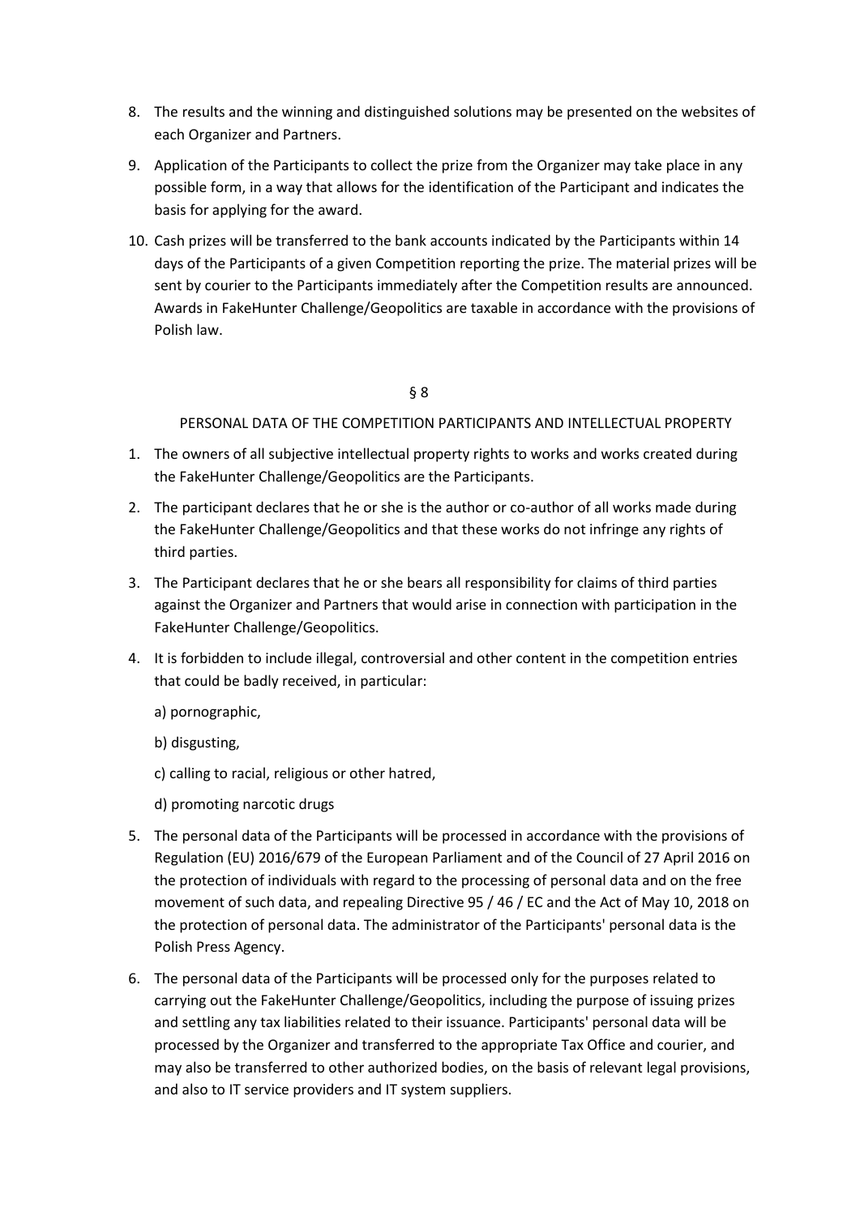8. The results and the winning and distinguished solutions may be presented on the websites of each Organizer and Partners.
9. Application of the Participants to collect the prize from the Organizer may take place in any possible form, in a way that allows for the identification of the Participant and indicates the basis for applying for the award.
10. Cash prizes will be transferred to the bank accounts indicated by the Participants within 14 days of the Participants of a given Competition reporting the prize. The material prizes will be sent by courier to the Participants immediately after the Competition results are announced. Awards in FakeHunter Challenge/Geopolitics are taxable in accordance with the provisions of Polish law.

§ 8

PERSONAL DATA OF THE COMPETITION PARTICIPANTS AND INTELLECTUAL PROPERTY

1. The owners of all subjective intellectual property rights to works and works created during the FakeHunter Challenge/Geopolitics are the Participants.
2. The participant declares that he or she is the author or co-author of all works made during the FakeHunter Challenge/Geopolitics and that these works do not infringe any rights of third parties.
3. The Participant declares that he or she bears all responsibility for claims of third parties against the Organizer and Partners that would arise in connection with participation in the FakeHunter Challenge/Geopolitics.
4. It is forbidden to include illegal, controversial and other content in the competition entries that could be badly received, in particular:

   a) pornographic,

   b) disgusting,

   c) calling to racial, religious or other hatred,

   d) promoting narcotic drugs
5. The personal data of the Participants will be processed in accordance with the provisions of Regulation (EU) 2016/679 of the European Parliament and of the Council of 27 April 2016 on the protection of individuals with regard to the processing of personal data and on the free movement of such data, and repealing Directive 95 / 46 / EC and the Act of May 10, 2018 on the protection of personal data. The administrator of the Participants' personal data is the Polish Press Agency.
6. The personal data of the Participants will be processed only for the purposes related to carrying out the FakeHunter Challenge/Geopolitics, including the purpose of issuing prizes and settling any tax liabilities related to their issuance. Participants' personal data will be processed by the Organizer and transferred to the appropriate Tax Office and courier, and may also be transferred to other authorized bodies, on the basis of relevant legal provisions, and also to IT service providers and IT system suppliers.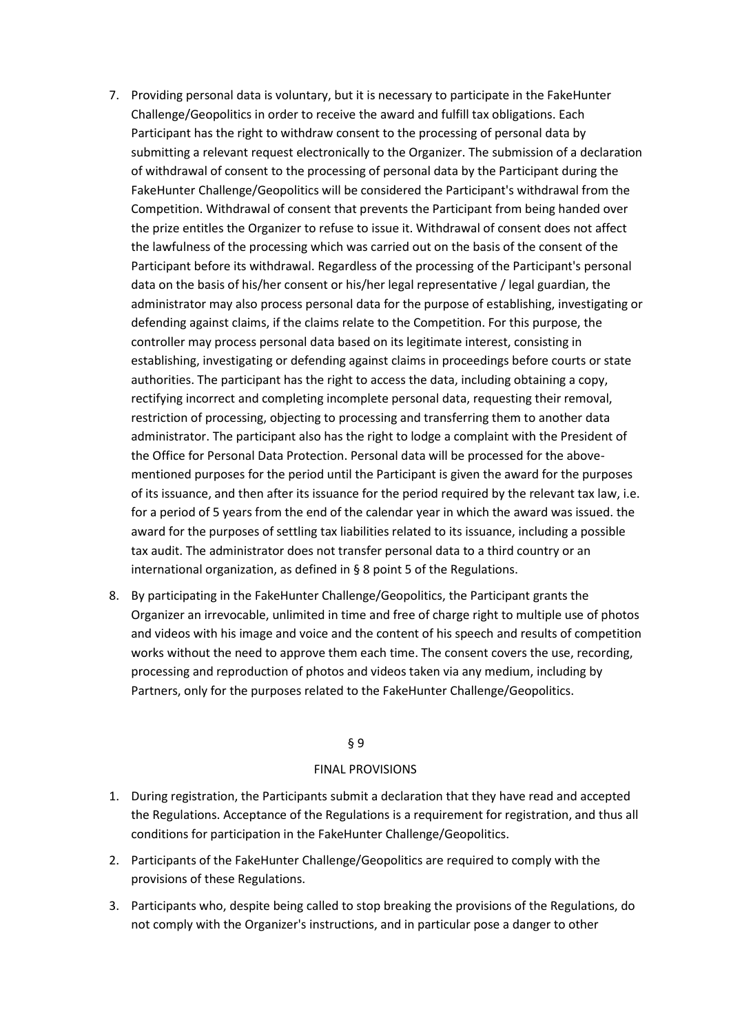7. Providing personal data is voluntary, but it is necessary to participate in the FakeHunter Challenge/Geopolitics in order to receive the award and fulfill tax obligations. Each Participant has the right to withdraw consent to the processing of personal data by submitting a relevant request electronically to the Organizer. The submission of a declaration of withdrawal of consent to the processing of personal data by the Participant during the FakeHunter Challenge/Geopolitics will be considered the Participant's withdrawal from the Competition. Withdrawal of consent that prevents the Participant from being handed over the prize entitles the Organizer to refuse to issue it. Withdrawal of consent does not affect the lawfulness of the processing which was carried out on the basis of the consent of the Participant before its withdrawal. Regardless of the processing of the Participant's personal data on the basis of his/her consent or his/her legal representative / legal guardian, the administrator may also process personal data for the purpose of establishing, investigating or defending against claims, if the claims relate to the Competition. For this purpose, the controller may process personal data based on its legitimate interest, consisting in establishing, investigating or defending against claims in proceedings before courts or state authorities. The participant has the right to access the data, including obtaining a copy, rectifying incorrect and completing incomplete personal data, requesting their removal, restriction of processing, objecting to processing and transferring them to another data administrator. The participant also has the right to lodge a complaint with the President of the Office for Personal Data Protection. Personal data will be processed for the above-mentioned purposes for the period until the Participant is given the award for the purposes of its issuance, and then after its issuance for the period required by the relevant tax law, i.e. for a period of 5 years from the end of the calendar year in which the award was issued. the award for the purposes of settling tax liabilities related to its issuance, including a possible tax audit. The administrator does not transfer personal data to a third country or an international organization, as defined in § 8 point 5 of the Regulations.
8. By participating in the FakeHunter Challenge/Geopolitics, the Participant grants the Organizer an irrevocable, unlimited in time and free of charge right to multiple use of photos and videos with his image and voice and the content of his speech and results of competition works without the need to approve them each time. The consent covers the use, recording, processing and reproduction of photos and videos taken via any medium, including by Partners, only for the purposes related to the FakeHunter Challenge/Geopolitics.

## § 9

## FINAL PROVISIONS

1. During registration, the Participants submit a declaration that they have read and accepted the Regulations. Acceptance of the Regulations is a requirement for registration, and thus all conditions for participation in the FakeHunter Challenge/Geopolitics.
2. Participants of the FakeHunter Challenge/Geopolitics are required to comply with the provisions of these Regulations.
3. Participants who, despite being called to stop breaking the provisions of the Regulations, do not comply with the Organizer's instructions, and in particular pose a danger to other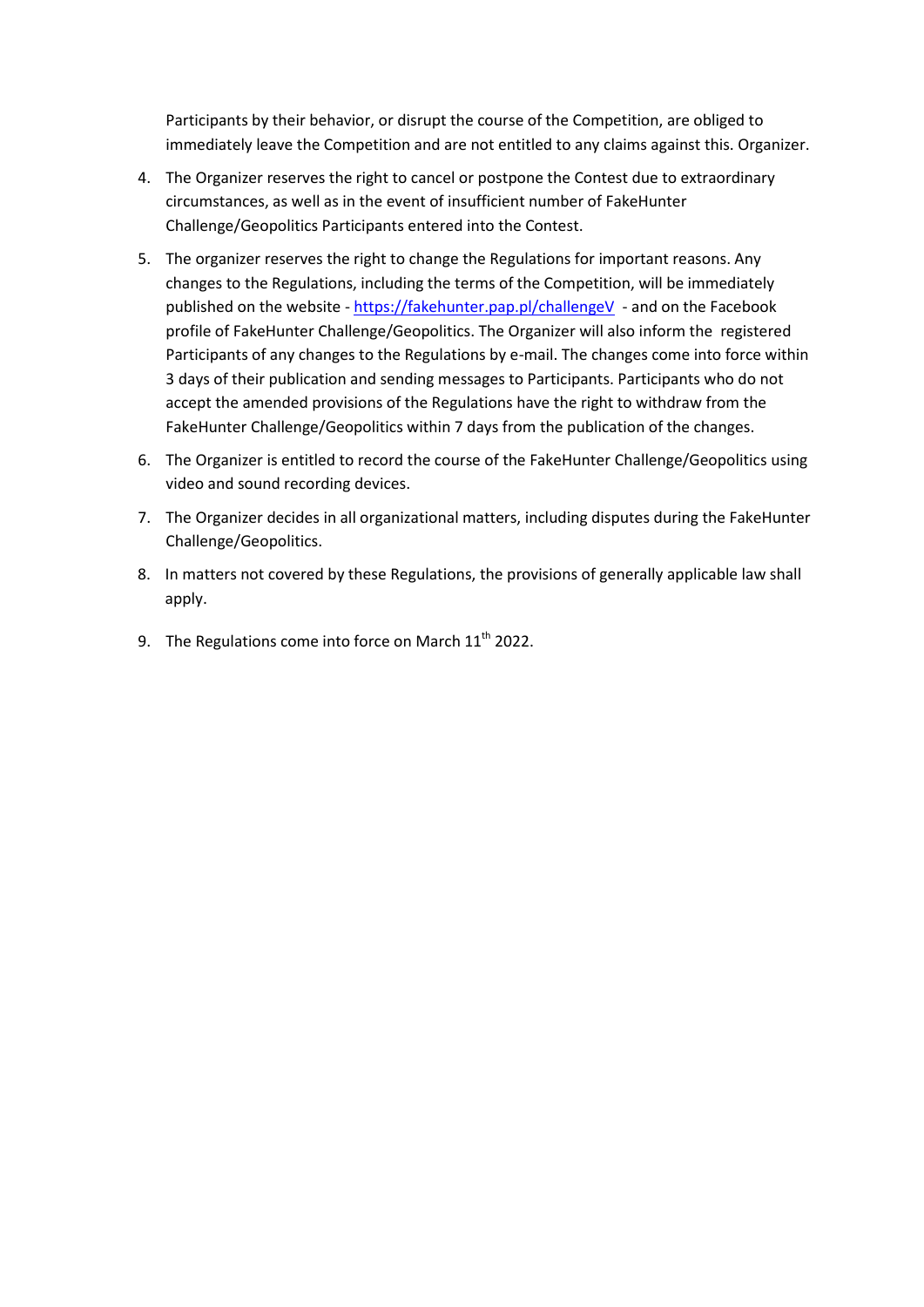Participants by their behavior, or disrupt the course of the Competition, are obliged to immediately leave the Competition and are not entitled to any claims against this. Organizer.

4. The Organizer reserves the right to cancel or postpone the Contest due to extraordinary circumstances, as well as in the event of insufficient number of FakeHunter Challenge/Geopolitics Participants entered into the Contest.
5. The organizer reserves the right to change the Regulations for important reasons. Any changes to the Regulations, including the terms of the Competition, will be immediately published on the website - https://fakehunter.pap.pl/challengeV - and on the Facebook profile of FakeHunter Challenge/Geopolitics. The Organizer will also inform the registered Participants of any changes to the Regulations by e-mail. The changes come into force within 3 days of their publication and sending messages to Participants. Participants who do not accept the amended provisions of the Regulations have the right to withdraw from the FakeHunter Challenge/Geopolitics within 7 days from the publication of the changes.
6. The Organizer is entitled to record the course of the FakeHunter Challenge/Geopolitics using video and sound recording devices.
7. The Organizer decides in all organizational matters, including disputes during the FakeHunter Challenge/Geopolitics.
8. In matters not covered by these Regulations, the provisions of generally applicable law shall apply.
9. The Regulations come into force on March 11th 2022.